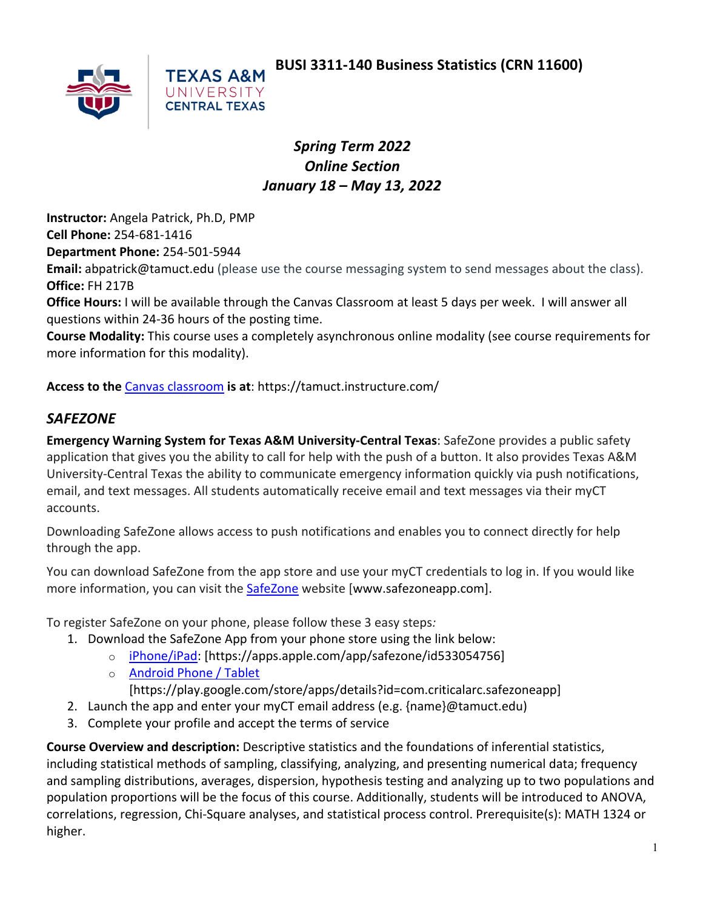# BUSI 3311-140 Business Statistics (CRN 11600)

TEXAS A&M UNIVERSITY CENTRAL TEXAS

***Spring Term 2022***
***Online Section***
***January 18 – May 13, 2022***

**Instructor:** Angela Patrick, Ph.D, PMP
**Cell Phone:** 254-681-1416
**Department Phone:** 254-501-5944
**Email:** abpatrick@tamuct.edu (please use the course messaging system to send messages about the class).
**Office:** FH 217B
**Office Hours:** I will be available through the Canvas Classroom at least 5 days per week. I will answer all questions within 24-36 hours of the posting time.
**Course Modality:** This course uses a completely asynchronous online modality (see course requirements for more information for this modality).

**Access to the** Canvas classroom **is at**: https://tamuct.instructure.com/

## *SAFEZONE*

**Emergency Warning System for Texas A&M University-Central Texas**: SafeZone provides a public safety application that gives you the ability to call for help with the push of a button. It also provides Texas A&M University-Central Texas the ability to communicate emergency information quickly via push notifications, email, and text messages. All students automatically receive email and text messages via their myCT accounts.

Downloading SafeZone allows access to push notifications and enables you to connect directly for help through the app.

You can download SafeZone from the app store and use your myCT credentials to log in. If you would like more information, you can visit the SafeZone website [www.safezoneapp.com].

To register SafeZone on your phone, please follow these 3 easy steps*:*

1. Download the SafeZone App from your phone store using the link below:
   - iPhone/iPad: [https://apps.apple.com/app/safezone/id533054756]
   - Android Phone / Tablet [https://play.google.com/store/apps/details?id=com.criticalarc.safezoneapp]
2. Launch the app and enter your myCT email address (e.g. {name}@tamuct.edu)
3. Complete your profile and accept the terms of service

**Course Overview and description:** Descriptive statistics and the foundations of inferential statistics, including statistical methods of sampling, classifying, analyzing, and presenting numerical data; frequency and sampling distributions, averages, dispersion, hypothesis testing and analyzing up to two populations and population proportions will be the focus of this course. Additionally, students will be introduced to ANOVA, correlations, regression, Chi-Square analyses, and statistical process control. Prerequisite(s): MATH 1324 or higher.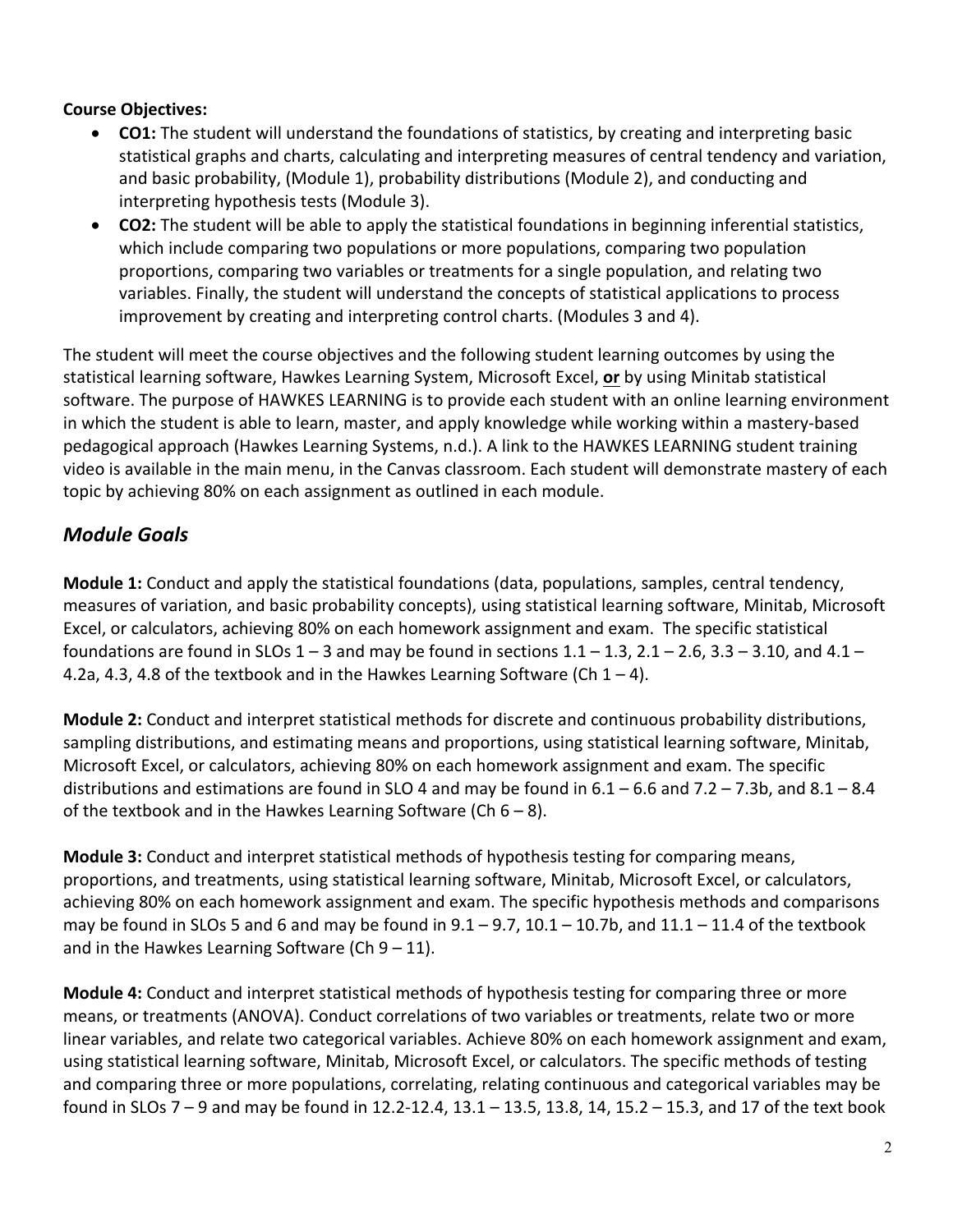**Course Objectives:**

- **CO1:** The student will understand the foundations of statistics, by creating and interpreting basic statistical graphs and charts, calculating and interpreting measures of central tendency and variation, and basic probability, (Module 1), probability distributions (Module 2), and conducting and interpreting hypothesis tests (Module 3).
- **CO2:** The student will be able to apply the statistical foundations in beginning inferential statistics, which include comparing two populations or more populations, comparing two population proportions, comparing two variables or treatments for a single population, and relating two variables. Finally, the student will understand the concepts of statistical applications to process improvement by creating and interpreting control charts. (Modules 3 and 4).

The student will meet the course objectives and the following student learning outcomes by using the statistical learning software, Hawkes Learning System, Microsoft Excel, **<u>or</u>** by using Minitab statistical software. The purpose of HAWKES LEARNING is to provide each student with an online learning environment in which the student is able to learn, master, and apply knowledge while working within a mastery-based pedagogical approach (Hawkes Learning Systems, n.d.). A link to the HAWKES LEARNING student training video is available in the main menu, in the Canvas classroom. Each student will demonstrate mastery of each topic by achieving 80% on each assignment as outlined in each module.

## *Module Goals*

**Module 1:** Conduct and apply the statistical foundations (data, populations, samples, central tendency, measures of variation, and basic probability concepts), using statistical learning software, Minitab, Microsoft Excel, or calculators, achieving 80% on each homework assignment and exam. The specific statistical foundations are found in SLOs 1 – 3 and may be found in sections 1.1 – 1.3, 2.1 – 2.6, 3.3 – 3.10, and 4.1 – 4.2a, 4.3, 4.8 of the textbook and in the Hawkes Learning Software (Ch 1 – 4).

**Module 2:** Conduct and interpret statistical methods for discrete and continuous probability distributions, sampling distributions, and estimating means and proportions, using statistical learning software, Minitab, Microsoft Excel, or calculators, achieving 80% on each homework assignment and exam. The specific distributions and estimations are found in SLO 4 and may be found in 6.1 – 6.6 and 7.2 – 7.3b, and 8.1 – 8.4 of the textbook and in the Hawkes Learning Software (Ch 6 – 8).

**Module 3:** Conduct and interpret statistical methods of hypothesis testing for comparing means, proportions, and treatments, using statistical learning software, Minitab, Microsoft Excel, or calculators, achieving 80% on each homework assignment and exam. The specific hypothesis methods and comparisons may be found in SLOs 5 and 6 and may be found in 9.1 – 9.7, 10.1 – 10.7b, and 11.1 – 11.4 of the textbook and in the Hawkes Learning Software (Ch 9 – 11).

**Module 4:** Conduct and interpret statistical methods of hypothesis testing for comparing three or more means, or treatments (ANOVA). Conduct correlations of two variables or treatments, relate two or more linear variables, and relate two categorical variables. Achieve 80% on each homework assignment and exam, using statistical learning software, Minitab, Microsoft Excel, or calculators. The specific methods of testing and comparing three or more populations, correlating, relating continuous and categorical variables may be found in SLOs 7 – 9 and may be found in 12.2-12.4, 13.1 – 13.5, 13.8, 14, 15.2 – 15.3, and 17 of the text book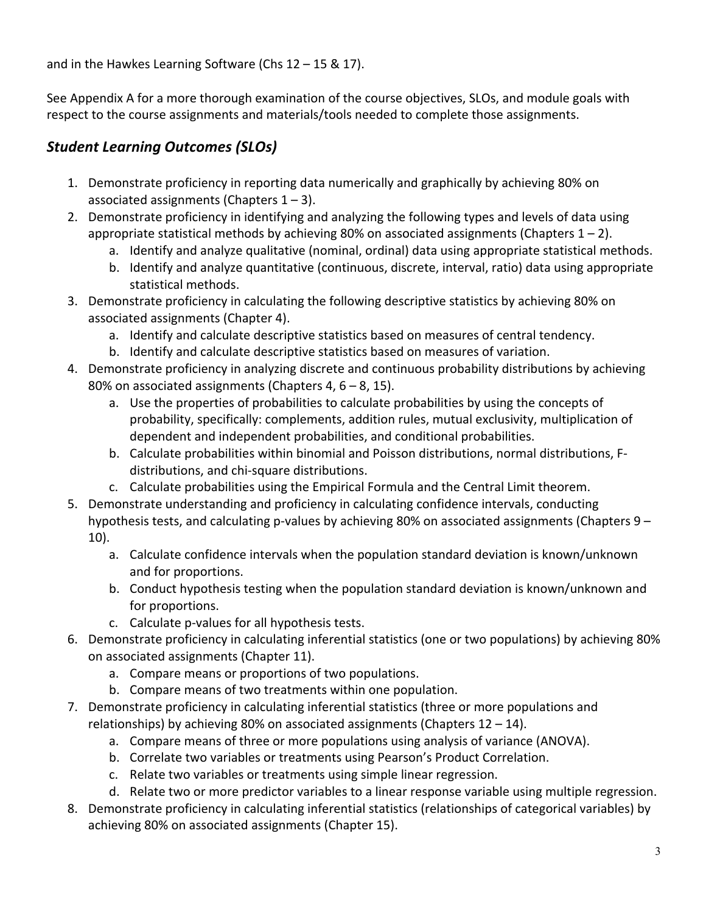and in the Hawkes Learning Software (Chs 12 – 15 & 17).

See Appendix A for a more thorough examination of the course objectives, SLOs, and module goals with respect to the course assignments and materials/tools needed to complete those assignments.

## *Student Learning Outcomes (SLOs)*

1. Demonstrate proficiency in reporting data numerically and graphically by achieving 80% on associated assignments (Chapters 1 – 3).
2. Demonstrate proficiency in identifying and analyzing the following types and levels of data using appropriate statistical methods by achieving 80% on associated assignments (Chapters 1 – 2).
    a. Identify and analyze qualitative (nominal, ordinal) data using appropriate statistical methods.
    b. Identify and analyze quantitative (continuous, discrete, interval, ratio) data using appropriate statistical methods.
3. Demonstrate proficiency in calculating the following descriptive statistics by achieving 80% on associated assignments (Chapter 4).
    a. Identify and calculate descriptive statistics based on measures of central tendency.
    b. Identify and calculate descriptive statistics based on measures of variation.
4. Demonstrate proficiency in analyzing discrete and continuous probability distributions by achieving 80% on associated assignments (Chapters 4, 6 – 8, 15).
    a. Use the properties of probabilities to calculate probabilities by using the concepts of probability, specifically: complements, addition rules, mutual exclusivity, multiplication of dependent and independent probabilities, and conditional probabilities.
    b. Calculate probabilities within binomial and Poisson distributions, normal distributions, F-distributions, and chi-square distributions.
    c. Calculate probabilities using the Empirical Formula and the Central Limit theorem.
5. Demonstrate understanding and proficiency in calculating confidence intervals, conducting hypothesis tests, and calculating p-values by achieving 80% on associated assignments (Chapters 9 – 10).
    a. Calculate confidence intervals when the population standard deviation is known/unknown and for proportions.
    b. Conduct hypothesis testing when the population standard deviation is known/unknown and for proportions.
    c. Calculate p-values for all hypothesis tests.
6. Demonstrate proficiency in calculating inferential statistics (one or two populations) by achieving 80% on associated assignments (Chapter 11).
    a. Compare means or proportions of two populations.
    b. Compare means of two treatments within one population.
7. Demonstrate proficiency in calculating inferential statistics (three or more populations and relationships) by achieving 80% on associated assignments (Chapters 12 – 14).
    a. Compare means of three or more populations using analysis of variance (ANOVA).
    b. Correlate two variables or treatments using Pearson's Product Correlation.
    c. Relate two variables or treatments using simple linear regression.
    d. Relate two or more predictor variables to a linear response variable using multiple regression.
8. Demonstrate proficiency in calculating inferential statistics (relationships of categorical variables) by achieving 80% on associated assignments (Chapter 15).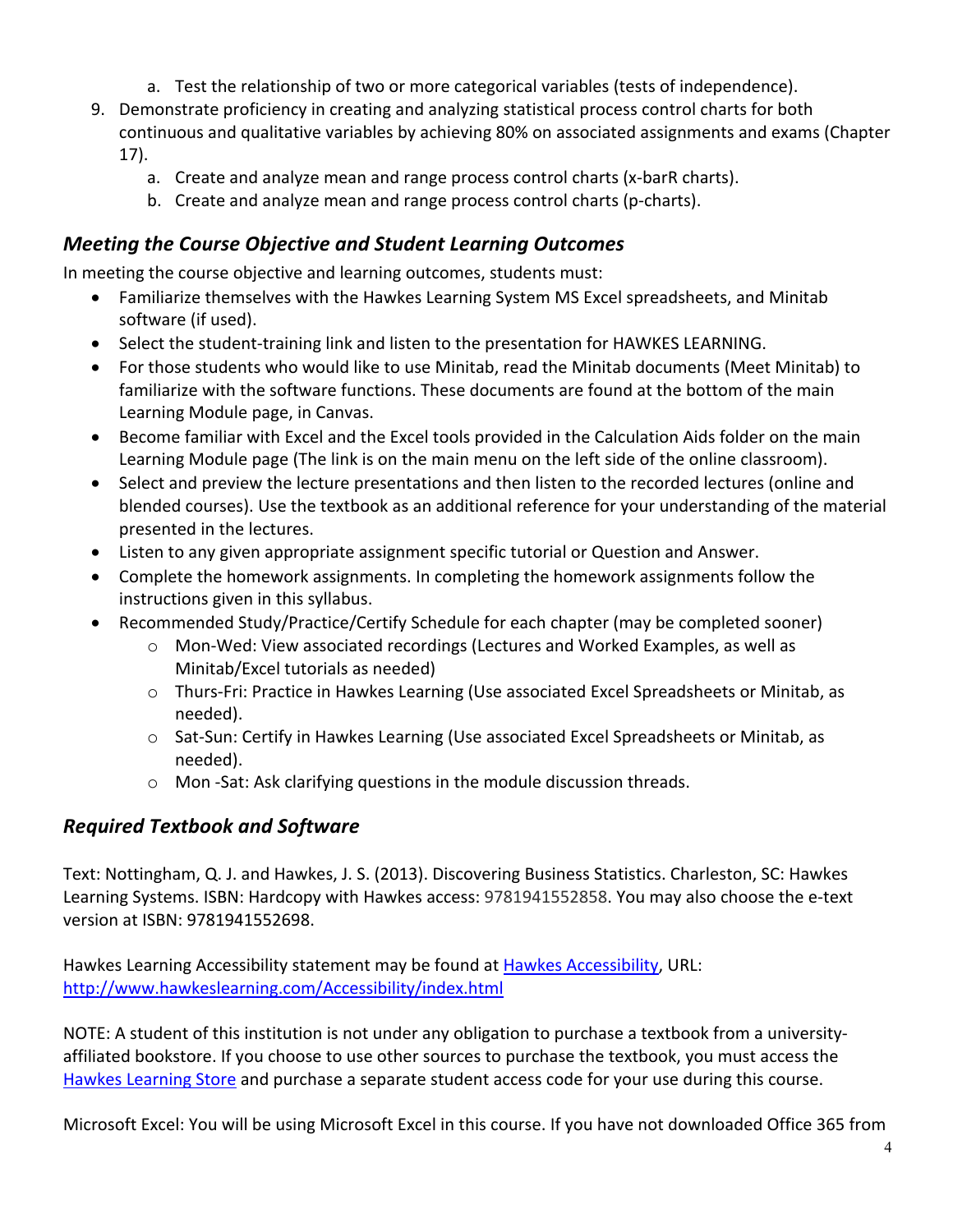a. Test the relationship of two or more categorical variables (tests of independence).
9. Demonstrate proficiency in creating and analyzing statistical process control charts for both continuous and qualitative variables by achieving 80% on associated assignments and exams (Chapter 17).
   a. Create and analyze mean and range process control charts (x-barR charts).
   b. Create and analyze mean and range process control charts (p-charts).

## *Meeting the Course Objective and Student Learning Outcomes*

In meeting the course objective and learning outcomes, students must:

- Familiarize themselves with the Hawkes Learning System MS Excel spreadsheets, and Minitab software (if used).
- Select the student-training link and listen to the presentation for HAWKES LEARNING.
- For those students who would like to use Minitab, read the Minitab documents (Meet Minitab) to familiarize with the software functions. These documents are found at the bottom of the main Learning Module page, in Canvas.
- Become familiar with Excel and the Excel tools provided in the Calculation Aids folder on the main Learning Module page (The link is on the main menu on the left side of the online classroom).
- Select and preview the lecture presentations and then listen to the recorded lectures (online and blended courses). Use the textbook as an additional reference for your understanding of the material presented in the lectures.
- Listen to any given appropriate assignment specific tutorial or Question and Answer.
- Complete the homework assignments. In completing the homework assignments follow the instructions given in this syllabus.
- Recommended Study/Practice/Certify Schedule for each chapter (may be completed sooner)
  - Mon-Wed: View associated recordings (Lectures and Worked Examples, as well as Minitab/Excel tutorials as needed)
  - Thurs-Fri: Practice in Hawkes Learning (Use associated Excel Spreadsheets or Minitab, as needed).
  - Sat-Sun: Certify in Hawkes Learning (Use associated Excel Spreadsheets or Minitab, as needed).
  - Mon -Sat: Ask clarifying questions in the module discussion threads.

## *Required Textbook and Software*

Text: Nottingham, Q. J. and Hawkes, J. S. (2013). Discovering Business Statistics. Charleston, SC: Hawkes Learning Systems. ISBN: Hardcopy with Hawkes access: 9781941552858. You may also choose the e-text version at ISBN: 9781941552698.

Hawkes Learning Accessibility statement may be found at [Hawkes Accessibility](http://www.hawkeslearning.com/Accessibility/index.html), URL: http://www.hawkeslearning.com/Accessibility/index.html

NOTE: A student of this institution is not under any obligation to purchase a textbook from a university-affiliated bookstore. If you choose to use other sources to purchase the textbook, you must access the Hawkes Learning Store and purchase a separate student access code for your use during this course.

Microsoft Excel: You will be using Microsoft Excel in this course. If you have not downloaded Office 365 from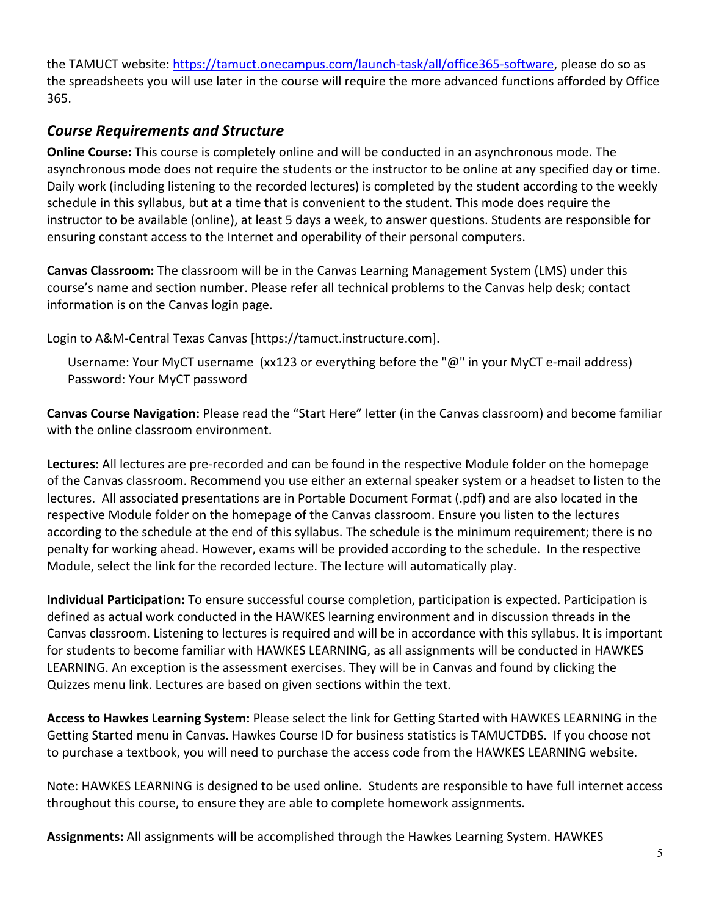the TAMUCT website: [https://tamuct.onecampus.com/launch-task/all/office365-software](https://tamuct.onecampus.com/launch-task/all/office365-software), please do so as the spreadsheets you will use later in the course will require the more advanced functions afforded by Office 365.

## *Course Requirements and Structure*

**Online Course:** This course is completely online and will be conducted in an asynchronous mode. The asynchronous mode does not require the students or the instructor to be online at any specified day or time. Daily work (including listening to the recorded lectures) is completed by the student according to the weekly schedule in this syllabus, but at a time that is convenient to the student. This mode does require the instructor to be available (online), at least 5 days a week, to answer questions. Students are responsible for ensuring constant access to the Internet and operability of their personal computers.

**Canvas Classroom:** The classroom will be in the Canvas Learning Management System (LMS) under this course's name and section number. Please refer all technical problems to the Canvas help desk; contact information is on the Canvas login page.

Login to A&M-Central Texas Canvas [https://tamuct.instructure.com].

Username: Your MyCT username (xx123 or everything before the "@" in your MyCT e-mail address)
Password: Your MyCT password

**Canvas Course Navigation:** Please read the "Start Here" letter (in the Canvas classroom) and become familiar with the online classroom environment.

**Lectures:** All lectures are pre-recorded and can be found in the respective Module folder on the homepage of the Canvas classroom. Recommend you use either an external speaker system or a headset to listen to the lectures. All associated presentations are in Portable Document Format (.pdf) and are also located in the respective Module folder on the homepage of the Canvas classroom. Ensure you listen to the lectures according to the schedule at the end of this syllabus. The schedule is the minimum requirement; there is no penalty for working ahead. However, exams will be provided according to the schedule. In the respective Module, select the link for the recorded lecture. The lecture will automatically play.

**Individual Participation:** To ensure successful course completion, participation is expected. Participation is defined as actual work conducted in the HAWKES learning environment and in discussion threads in the Canvas classroom. Listening to lectures is required and will be in accordance with this syllabus. It is important for students to become familiar with HAWKES LEARNING, as all assignments will be conducted in HAWKES LEARNING. An exception is the assessment exercises. They will be in Canvas and found by clicking the Quizzes menu link. Lectures are based on given sections within the text.

**Access to Hawkes Learning System:** Please select the link for Getting Started with HAWKES LEARNING in the Getting Started menu in Canvas. Hawkes Course ID for business statistics is TAMUCTDBS. If you choose not to purchase a textbook, you will need to purchase the access code from the HAWKES LEARNING website.

Note: HAWKES LEARNING is designed to be used online. Students are responsible to have full internet access throughout this course, to ensure they are able to complete homework assignments.

**Assignments:** All assignments will be accomplished through the Hawkes Learning System. HAWKES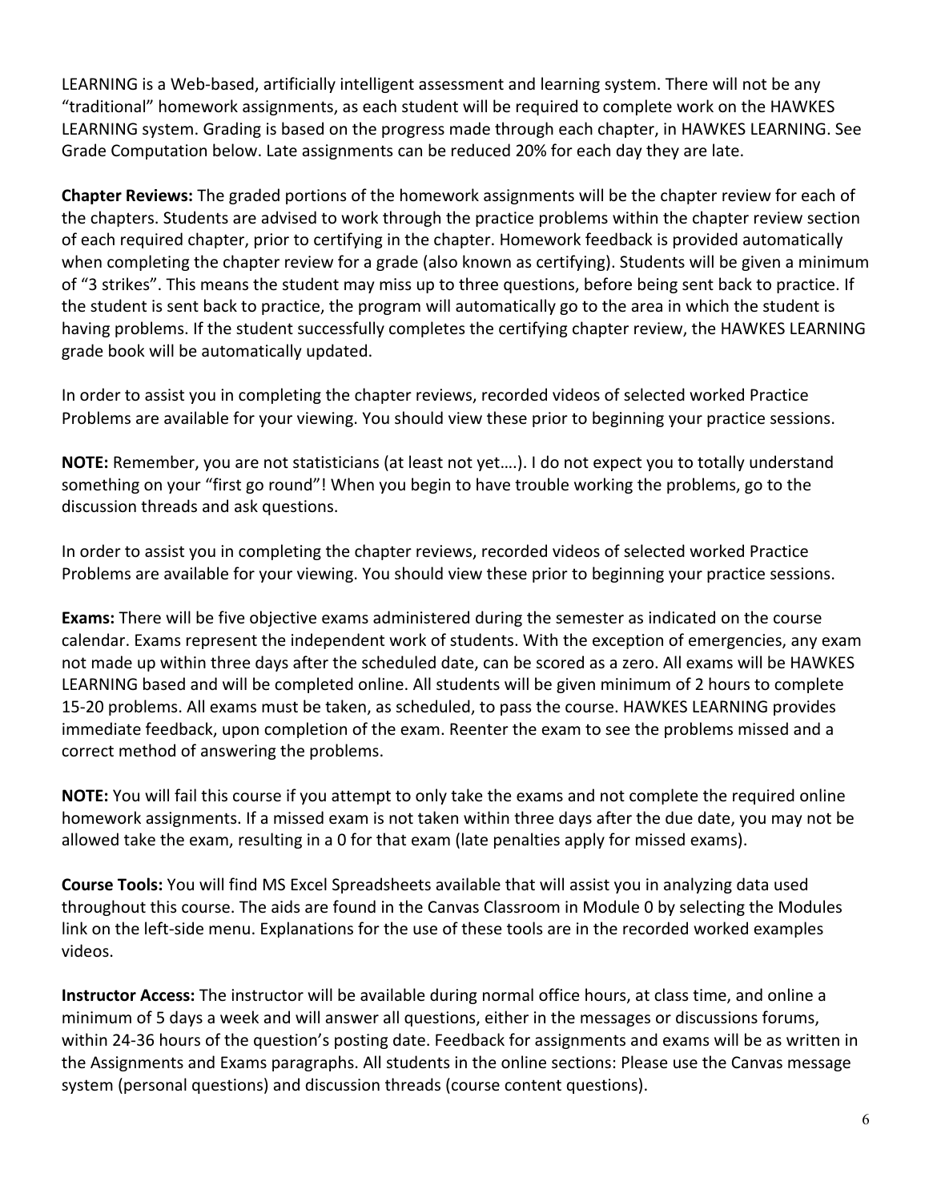LEARNING is a Web-based, artificially intelligent assessment and learning system. There will not be any "traditional" homework assignments, as each student will be required to complete work on the HAWKES LEARNING system. Grading is based on the progress made through each chapter, in HAWKES LEARNING. See Grade Computation below. Late assignments can be reduced 20% for each day they are late.

**Chapter Reviews:** The graded portions of the homework assignments will be the chapter review for each of the chapters. Students are advised to work through the practice problems within the chapter review section of each required chapter, prior to certifying in the chapter. Homework feedback is provided automatically when completing the chapter review for a grade (also known as certifying). Students will be given a minimum of "3 strikes". This means the student may miss up to three questions, before being sent back to practice. If the student is sent back to practice, the program will automatically go to the area in which the student is having problems. If the student successfully completes the certifying chapter review, the HAWKES LEARNING grade book will be automatically updated.

In order to assist you in completing the chapter reviews, recorded videos of selected worked Practice Problems are available for your viewing. You should view these prior to beginning your practice sessions.

**NOTE:** Remember, you are not statisticians (at least not yet….). I do not expect you to totally understand something on your "first go round"! When you begin to have trouble working the problems, go to the discussion threads and ask questions.

In order to assist you in completing the chapter reviews, recorded videos of selected worked Practice Problems are available for your viewing. You should view these prior to beginning your practice sessions.

**Exams:** There will be five objective exams administered during the semester as indicated on the course calendar. Exams represent the independent work of students. With the exception of emergencies, any exam not made up within three days after the scheduled date, can be scored as a zero. All exams will be HAWKES LEARNING based and will be completed online. All students will be given minimum of 2 hours to complete 15-20 problems. All exams must be taken, as scheduled, to pass the course. HAWKES LEARNING provides immediate feedback, upon completion of the exam. Reenter the exam to see the problems missed and a correct method of answering the problems.

**NOTE:** You will fail this course if you attempt to only take the exams and not complete the required online homework assignments. If a missed exam is not taken within three days after the due date, you may not be allowed take the exam, resulting in a 0 for that exam (late penalties apply for missed exams).

**Course Tools:** You will find MS Excel Spreadsheets available that will assist you in analyzing data used throughout this course. The aids are found in the Canvas Classroom in Module 0 by selecting the Modules link on the left-side menu. Explanations for the use of these tools are in the recorded worked examples videos.

**Instructor Access:** The instructor will be available during normal office hours, at class time, and online a minimum of 5 days a week and will answer all questions, either in the messages or discussions forums, within 24-36 hours of the question's posting date. Feedback for assignments and exams will be as written in the Assignments and Exams paragraphs. All students in the online sections: Please use the Canvas message system (personal questions) and discussion threads (course content questions).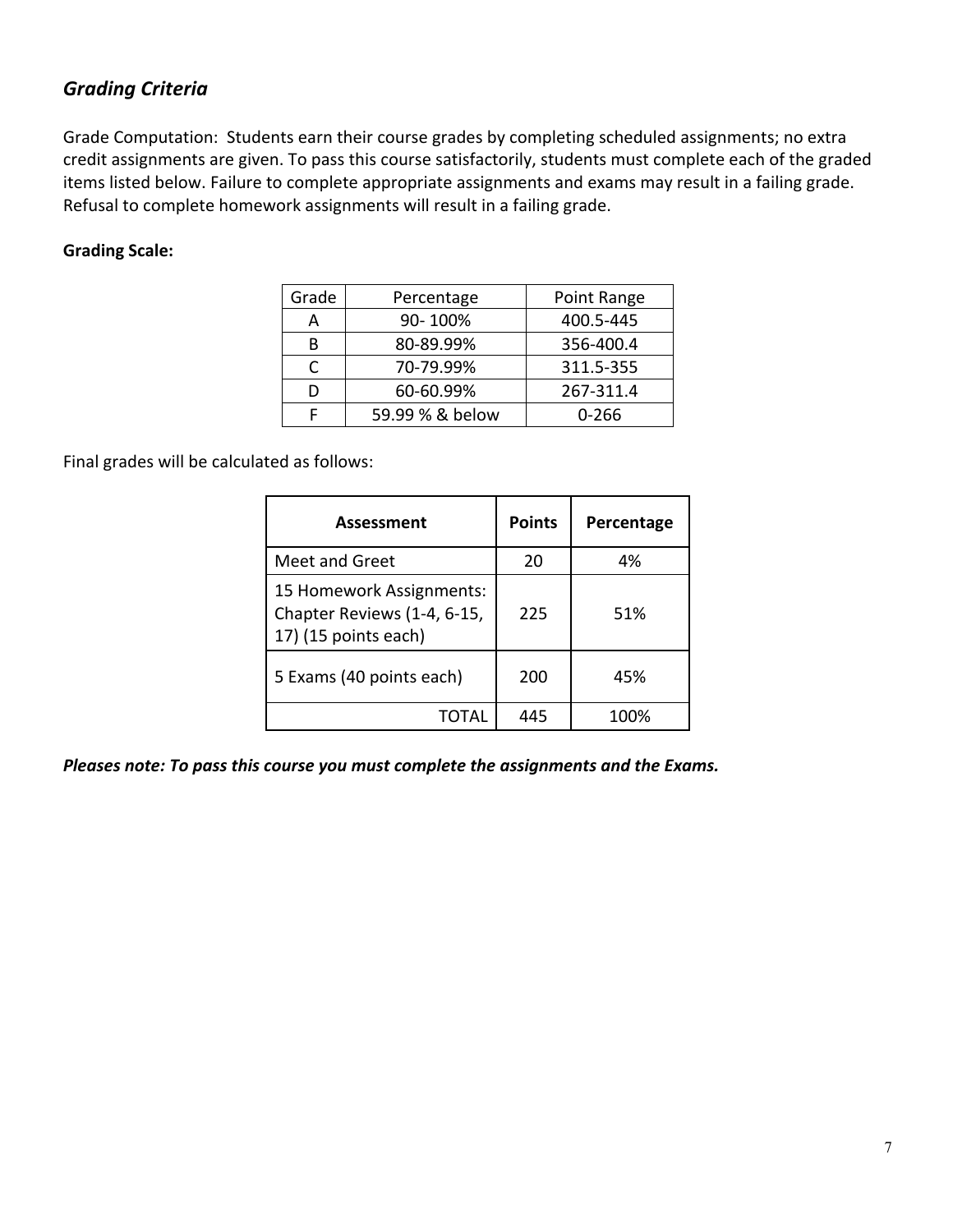## *Grading Criteria*

Grade Computation: Students earn their course grades by completing scheduled assignments; no extra credit assignments are given. To pass this course satisfactorily, students must complete each of the graded items listed below. Failure to complete appropriate assignments and exams may result in a failing grade. Refusal to complete homework assignments will result in a failing grade.

**Grading Scale:**

| Grade | Percentage | Point Range |
|---|---|---|
| A | 90- 100% | 400.5-445 |
| B | 80-89.99% | 356-400.4 |
| C | 70-79.99% | 311.5-355 |
| D | 60-60.99% | 267-311.4 |
| F | 59.99 % & below | 0-266 |

Final grades will be calculated as follows:

| **Assessment** | **Points** | **Percentage** |
|---|---|---|
| Meet and Greet | 20 | 4% |
| 15 Homework Assignments: Chapter Reviews (1-4, 6-15, 17) (15 points each) | 225 | 51% |
| 5 Exams (40 points each) | 200 | 45% |
| TOTAL | 445 | 100% |

***Pleases note: To pass this course you must complete the assignments and the Exams.***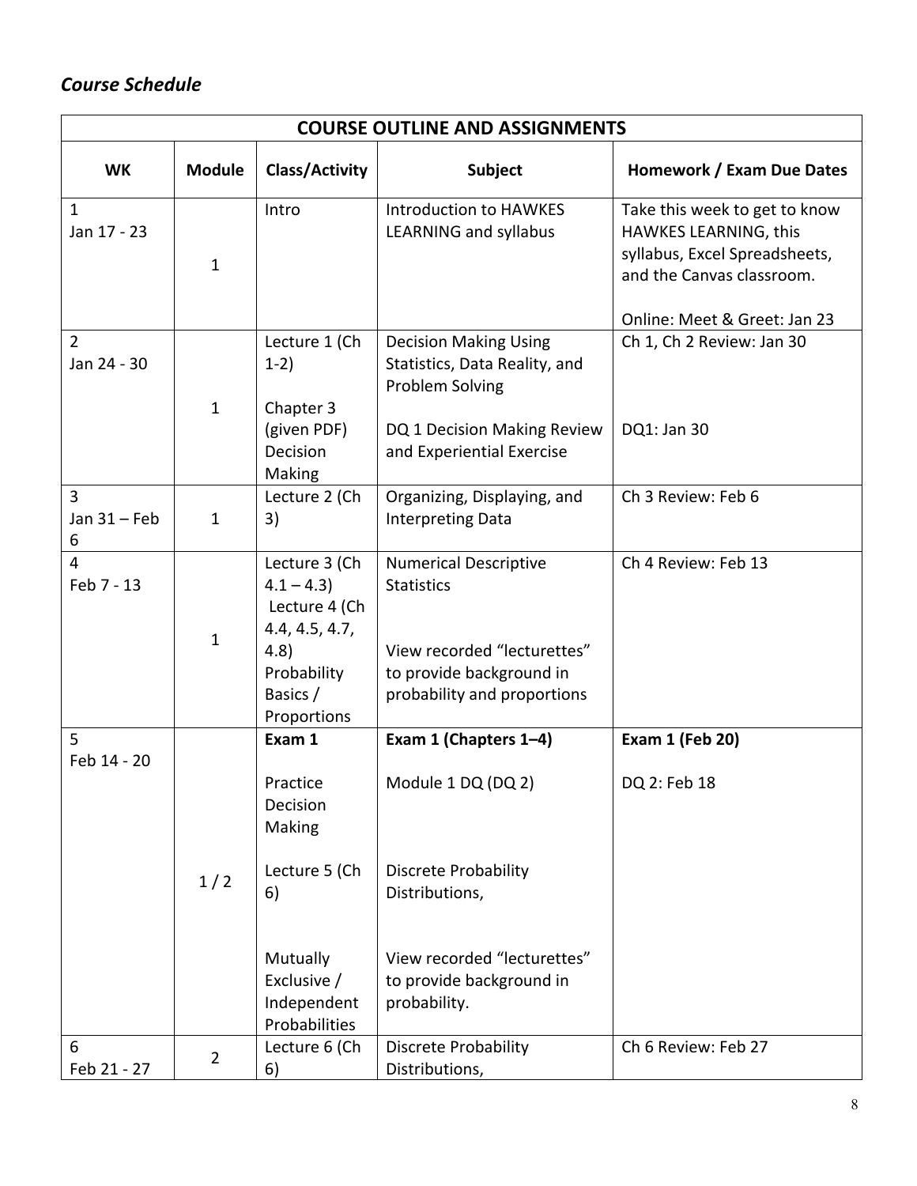## *Course Schedule*

| COURSE OUTLINE AND ASSIGNMENTS | | | | |
|---|---|---|---|---|
| **WK** | **Module** | **Class/Activity** | **Subject** | **Homework / Exam Due Dates** |
| 1<br>Jan 17 - 23 | 1 | Intro | Introduction to HAWKES LEARNING and syllabus | Take this week to get to know HAWKES LEARNING, this syllabus, Excel Spreadsheets, and the Canvas classroom.<br><br>Online: Meet & Greet: Jan 23 |
| 2<br>Jan 24 - 30 | 1 | Lecture 1 (Ch 1-2)<br><br>Chapter 3 (given PDF) Decision Making | Decision Making Using Statistics, Data Reality, and Problem Solving<br><br>DQ 1 Decision Making Review and Experiential Exercise | Ch 1, Ch 2 Review: Jan 30<br><br>DQ1: Jan 30 |
| 3<br>Jan 31 – Feb 6 | 1 | Lecture 2 (Ch 3) | Organizing, Displaying, and Interpreting Data | Ch 3 Review: Feb 6 |
| 4<br>Feb 7 - 13 | 1 | Lecture 3 (Ch 4.1 – 4.3)<br>Lecture 4 (Ch 4.4, 4.5, 4.7, 4.8)<br>Probability Basics / Proportions | Numerical Descriptive Statistics<br><br>View recorded "lecturettes" to provide background in probability and proportions | Ch 4 Review: Feb 13 |
| 5<br>Feb 14 - 20 | 1 / 2 | **Exam 1**<br><br>Practice Decision Making<br><br>Lecture 5 (Ch 6)<br><br>Mutually Exclusive / Independent Probabilities | **Exam 1 (Chapters 1–4)**<br><br>Module 1 DQ (DQ 2)<br><br>Discrete Probability Distributions,<br><br>View recorded "lecturettes" to provide background in probability. | **Exam 1 (Feb 20)**<br><br>DQ 2: Feb 18 |
| 6<br>Feb 21 - 27 | 2 | Lecture 6 (Ch 6) | Discrete Probability Distributions, | Ch 6 Review: Feb 27 |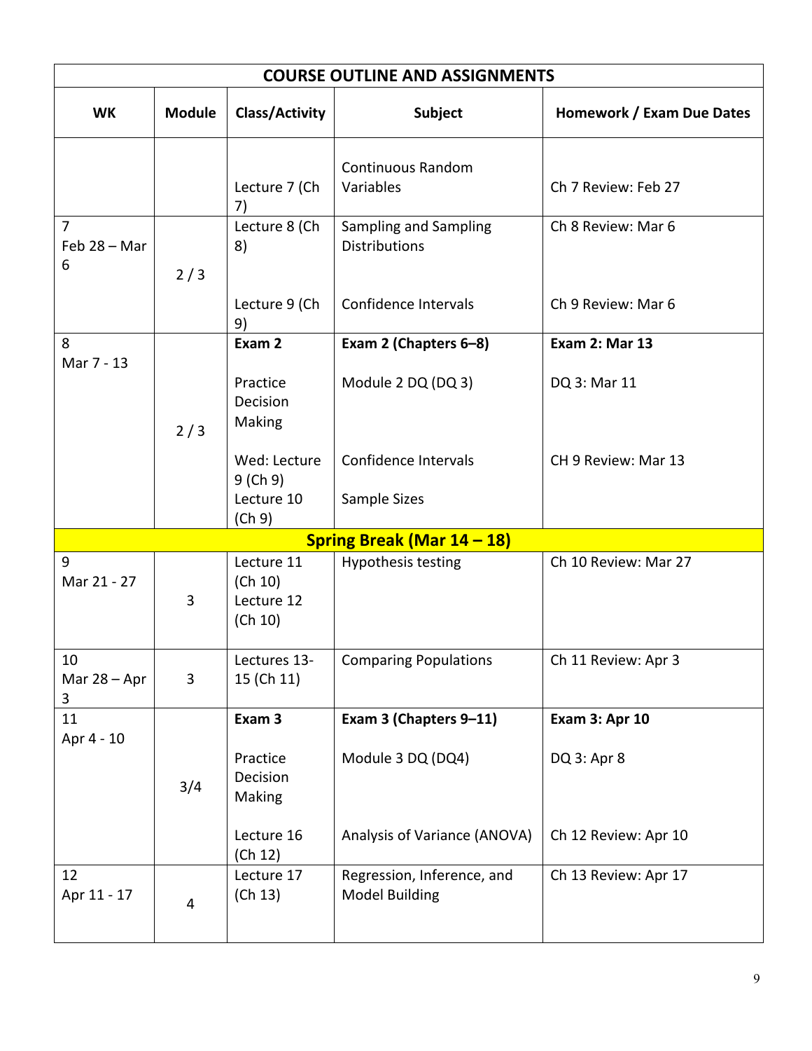| COURSE OUTLINE AND ASSIGNMENTS | | | | |
|---|---|---|---|---|
| **WK** | **Module** | **Class/Activity** | **Subject** | **Homework / Exam Due Dates** |
| | | Lecture 7 (Ch 7) | Continuous Random Variables | Ch 7 Review: Feb 27 |
| 7<br>Feb 28 – Mar 6 | 2 / 3 | Lecture 8 (Ch 8)<br><br>Lecture 9 (Ch 9) | Sampling and Sampling Distributions<br><br>Confidence Intervals | Ch 8 Review: Mar 6<br><br>Ch 9 Review: Mar 6 |
| 8<br>Mar 7 - 13 | 2 / 3 | **Exam 2**<br><br>Practice Decision Making<br><br>Wed: Lecture 9 (Ch 9)<br>Lecture 10 (Ch 9) | **Exam 2 (Chapters 6–8)**<br><br>Module 2 DQ (DQ 3)<br><br>Confidence Intervals<br><br>Sample Sizes | **Exam 2: Mar 13**<br><br>DQ 3: Mar 11<br><br>CH 9 Review: Mar 13 |
| **Spring Break (Mar 14 – 18)** | | | | |
| 9<br>Mar 21 - 27 | 3 | Lecture 11 (Ch 10)<br>Lecture 12 (Ch 10) | Hypothesis testing | Ch 10 Review: Mar 27 |
| 10<br>Mar 28 – Apr 3 | 3 | Lectures 13-15 (Ch 11) | Comparing Populations | Ch 11 Review: Apr 3 |
| 11<br>Apr 4 - 10 | 3/4 | **Exam 3**<br><br>Practice Decision Making<br><br>Lecture 16 (Ch 12) | **Exam 3 (Chapters 9–11)**<br><br>Module 3 DQ (DQ4)<br><br>Analysis of Variance (ANOVA) | **Exam 3: Apr 10**<br><br>DQ 3: Apr 8<br><br>Ch 12 Review: Apr 10 |
| 12<br>Apr 11 - 17 | 4 | Lecture 17 (Ch 13) | Regression, Inference, and Model Building | Ch 13 Review: Apr 17 |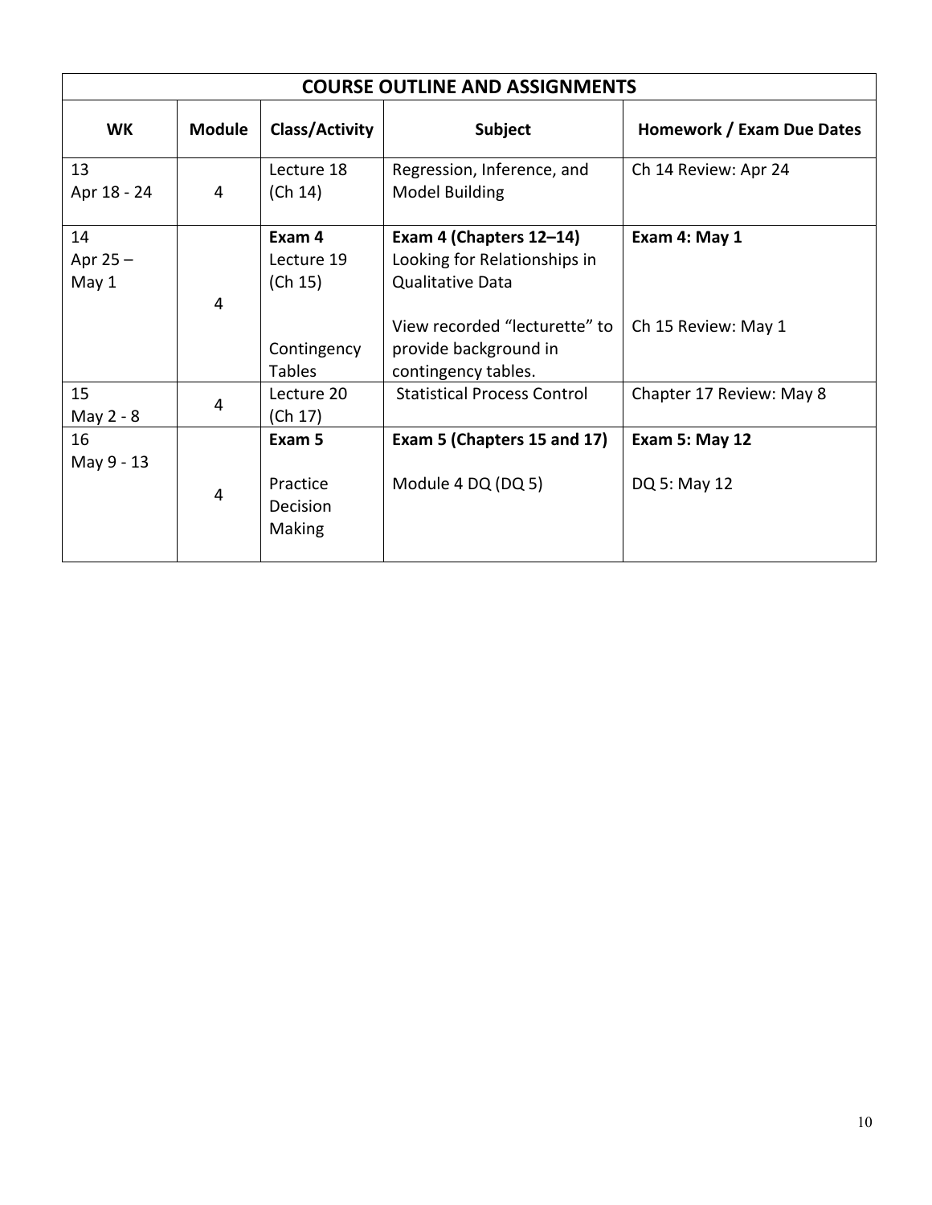| COURSE OUTLINE AND ASSIGNMENTS | | | | |
|---|---|---|---|---|
| **WK** | **Module** | **Class/Activity** | **Subject** | **Homework / Exam Due Dates** |
| 13<br>Apr 18 - 24 | 4 | Lecture 18<br>(Ch 14) | Regression, Inference, and Model Building | Ch 14 Review: Apr 24 |
| 14<br>Apr 25 –<br>May 1 | 4 | **Exam 4**<br>Lecture 19<br>(Ch 15)<br><br>Contingency Tables | **Exam 4 (Chapters 12–14)**<br>Looking for Relationships in Qualitative Data<br><br>View recorded "lecturette" to provide background in contingency tables. | **Exam 4: May 1**<br><br>Ch 15 Review: May 1 |
| 15<br>May 2 - 8 | 4 | Lecture 20<br>(Ch 17) | Statistical Process Control | Chapter 17 Review: May 8 |
| 16<br>May 9 - 13 | 4 | **Exam 5**<br><br>Practice Decision Making | **Exam 5 (Chapters 15 and 17)**<br><br>Module 4 DQ (DQ 5) | **Exam 5: May 12**<br><br>DQ 5: May 12 |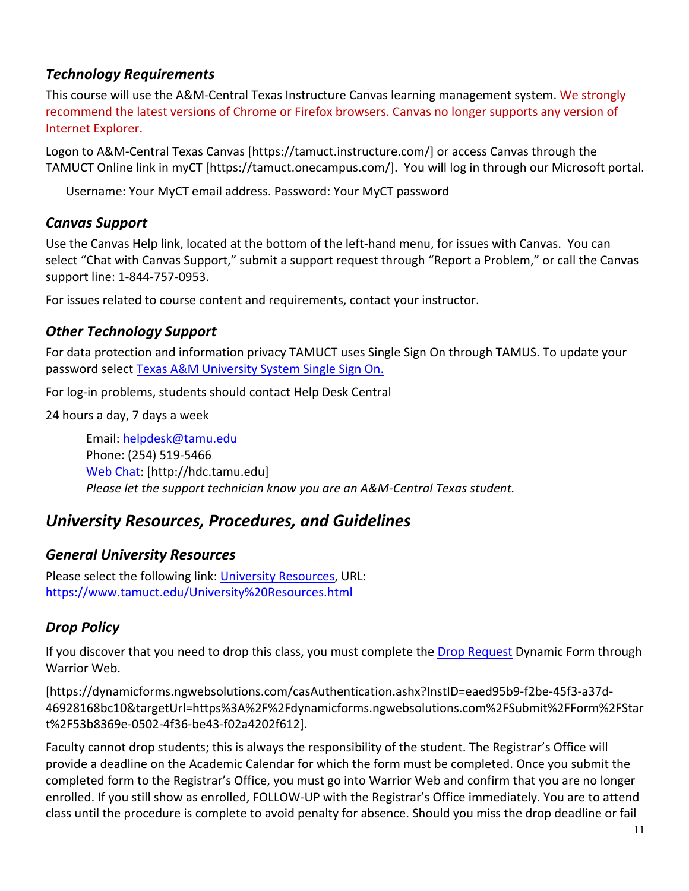### *Technology Requirements*

This course will use the A&M-Central Texas Instructure Canvas learning management system. We strongly recommend the latest versions of Chrome or Firefox browsers. Canvas no longer supports any version of Internet Explorer.

Logon to A&M-Central Texas Canvas [https://tamuct.instructure.com/] or access Canvas through the TAMUCT Online link in myCT [https://tamuct.onecampus.com/]. You will log in through our Microsoft portal.

Username: Your MyCT email address. Password: Your MyCT password

### *Canvas Support*

Use the Canvas Help link, located at the bottom of the left-hand menu, for issues with Canvas. You can select "Chat with Canvas Support," submit a support request through "Report a Problem," or call the Canvas support line: 1-844-757-0953.

For issues related to course content and requirements, contact your instructor.

### *Other Technology Support*

For data protection and information privacy TAMUCT uses Single Sign On through TAMUS. To update your password select [Texas A&M University System Single Sign On.]

For log-in problems, students should contact Help Desk Central

24 hours a day, 7 days a week

Email: helpdesk@tamu.edu
Phone: (254) 519-5466
Web Chat: [http://hdc.tamu.edu]
*Please let the support technician know you are an A&M-Central Texas student.*

## *University Resources, Procedures, and Guidelines*

### *General University Resources*

Please select the following link: University Resources, URL: https://www.tamuct.edu/University%20Resources.html

### *Drop Policy*

If you discover that you need to drop this class, you must complete the Drop Request Dynamic Form through Warrior Web.

[https://dynamicforms.ngwebsolutions.com/casAuthentication.ashx?InstID=eaed95b9-f2be-45f3-a37d-46928168bc10&targetUrl=https%3A%2F%2Fdynamicforms.ngwebsolutions.com%2FSubmit%2FForm%2FStart%2F53b8369e-0502-4f36-be43-f02a4202f612].

Faculty cannot drop students; this is always the responsibility of the student. The Registrar's Office will provide a deadline on the Academic Calendar for which the form must be completed. Once you submit the completed form to the Registrar's Office, you must go into Warrior Web and confirm that you are no longer enrolled. If you still show as enrolled, FOLLOW-UP with the Registrar's Office immediately. You are to attend class until the procedure is complete to avoid penalty for absence. Should you miss the drop deadline or fail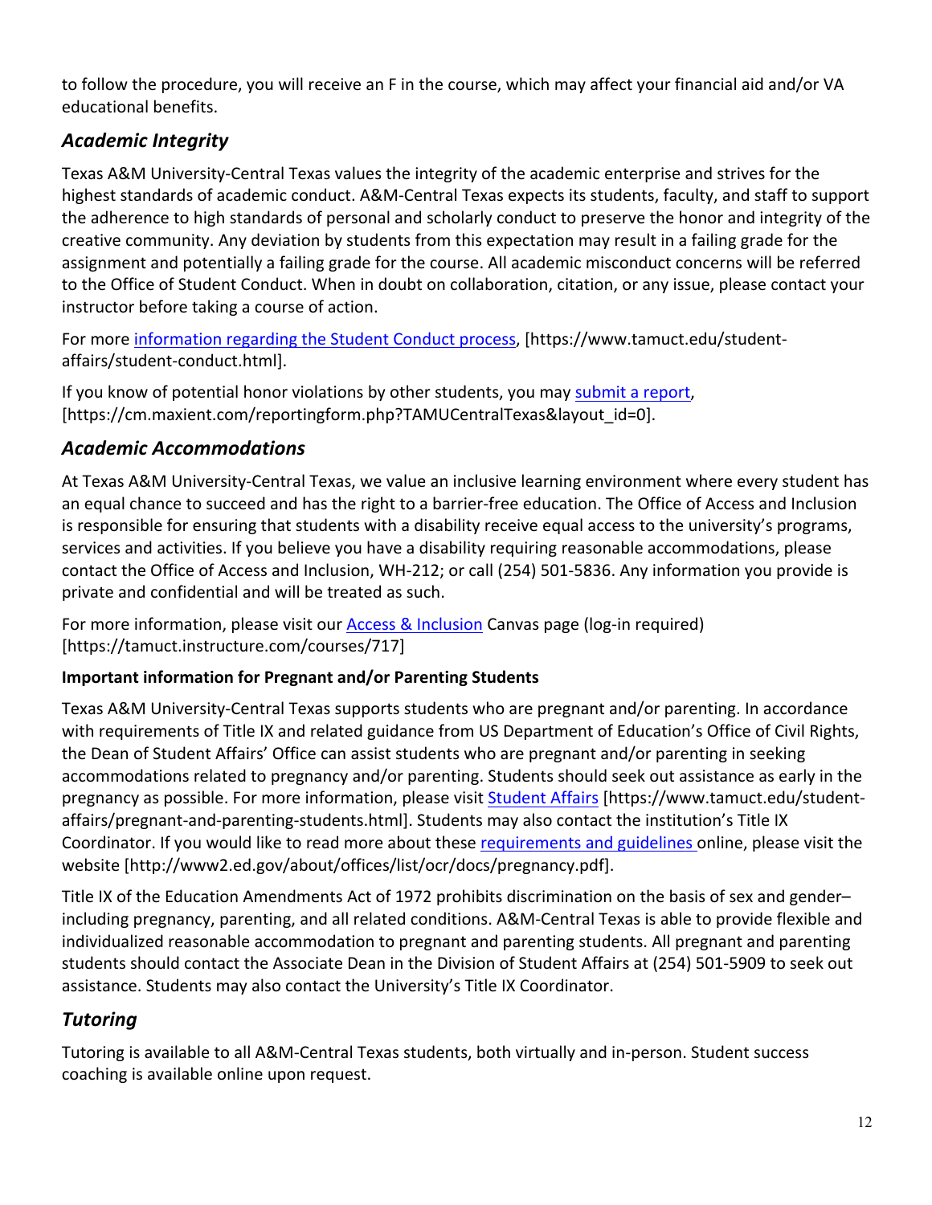to follow the procedure, you will receive an F in the course, which may affect your financial aid and/or VA educational benefits.

## *Academic Integrity*

Texas A&M University-Central Texas values the integrity of the academic enterprise and strives for the highest standards of academic conduct. A&M-Central Texas expects its students, faculty, and staff to support the adherence to high standards of personal and scholarly conduct to preserve the honor and integrity of the creative community. Any deviation by students from this expectation may result in a failing grade for the assignment and potentially a failing grade for the course. All academic misconduct concerns will be referred to the Office of Student Conduct. When in doubt on collaboration, citation, or any issue, please contact your instructor before taking a course of action.

For more information regarding the Student Conduct process, [https://www.tamuct.edu/student-affairs/student-conduct.html].

If you know of potential honor violations by other students, you may submit a report, [https://cm.maxient.com/reportingform.php?TAMUCentralTexas&layout_id=0].

## *Academic Accommodations*

At Texas A&M University-Central Texas, we value an inclusive learning environment where every student has an equal chance to succeed and has the right to a barrier-free education. The Office of Access and Inclusion is responsible for ensuring that students with a disability receive equal access to the university's programs, services and activities. If you believe you have a disability requiring reasonable accommodations, please contact the Office of Access and Inclusion, WH-212; or call (254) 501-5836. Any information you provide is private and confidential and will be treated as such.

For more information, please visit our Access & Inclusion Canvas page (log-in required) [https://tamuct.instructure.com/courses/717]

**Important information for Pregnant and/or Parenting Students**

Texas A&M University-Central Texas supports students who are pregnant and/or parenting. In accordance with requirements of Title IX and related guidance from US Department of Education's Office of Civil Rights, the Dean of Student Affairs' Office can assist students who are pregnant and/or parenting in seeking accommodations related to pregnancy and/or parenting. Students should seek out assistance as early in the pregnancy as possible. For more information, please visit Student Affairs [https://www.tamuct.edu/student-affairs/pregnant-and-parenting-students.html]. Students may also contact the institution's Title IX Coordinator. If you would like to read more about these requirements and guidelines online, please visit the website [http://www2.ed.gov/about/offices/list/ocr/docs/pregnancy.pdf].

Title IX of the Education Amendments Act of 1972 prohibits discrimination on the basis of sex and gender–including pregnancy, parenting, and all related conditions. A&M-Central Texas is able to provide flexible and individualized reasonable accommodation to pregnant and parenting students. All pregnant and parenting students should contact the Associate Dean in the Division of Student Affairs at (254) 501-5909 to seek out assistance. Students may also contact the University's Title IX Coordinator.

## *Tutoring*

Tutoring is available to all A&M-Central Texas students, both virtually and in-person. Student success coaching is available online upon request.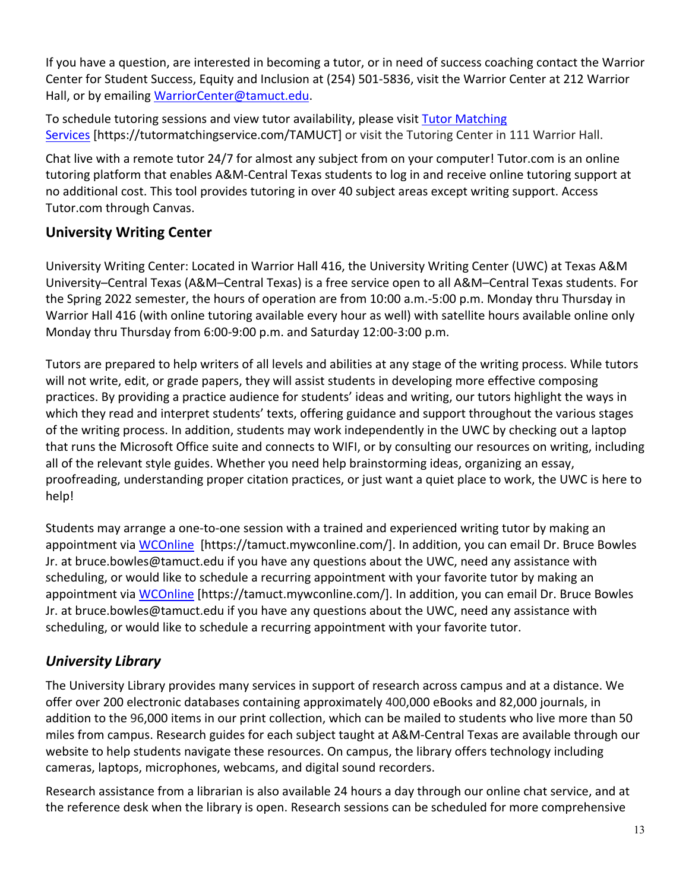If you have a question, are interested in becoming a tutor, or in need of success coaching contact the Warrior Center for Student Success, Equity and Inclusion at (254) 501-5836, visit the Warrior Center at 212 Warrior Hall, or by emailing [WarriorCenter@tamuct.edu](mailto:WarriorCenter@tamuct.edu).

To schedule tutoring sessions and view tutor availability, please visit [Tutor Matching Services](https://tutormatchingservice.com/TAMUCT) [https://tutormatchingservice.com/TAMUCT] or visit the Tutoring Center in 111 Warrior Hall.

Chat live with a remote tutor 24/7 for almost any subject from on your computer! Tutor.com is an online tutoring platform that enables A&M-Central Texas students to log in and receive online tutoring support at no additional cost. This tool provides tutoring in over 40 subject areas except writing support. Access Tutor.com through Canvas.

## University Writing Center

University Writing Center: Located in Warrior Hall 416, the University Writing Center (UWC) at Texas A&M University–Central Texas (A&M–Central Texas) is a free service open to all A&M–Central Texas students. For the Spring 2022 semester, the hours of operation are from 10:00 a.m.-5:00 p.m. Monday thru Thursday in Warrior Hall 416 (with online tutoring available every hour as well) with satellite hours available online only Monday thru Thursday from 6:00-9:00 p.m. and Saturday 12:00-3:00 p.m.

Tutors are prepared to help writers of all levels and abilities at any stage of the writing process. While tutors will not write, edit, or grade papers, they will assist students in developing more effective composing practices. By providing a practice audience for students' ideas and writing, our tutors highlight the ways in which they read and interpret students' texts, offering guidance and support throughout the various stages of the writing process. In addition, students may work independently in the UWC by checking out a laptop that runs the Microsoft Office suite and connects to WIFI, or by consulting our resources on writing, including all of the relevant style guides. Whether you need help brainstorming ideas, organizing an essay, proofreading, understanding proper citation practices, or just want a quiet place to work, the UWC is here to help!

Students may arrange a one-to-one session with a trained and experienced writing tutor by making an appointment via [WCOnline](https://tamuct.mywconline.com/) [https://tamuct.mywconline.com/]. In addition, you can email Dr. Bruce Bowles Jr. at bruce.bowles@tamuct.edu if you have any questions about the UWC, need any assistance with scheduling, or would like to schedule a recurring appointment with your favorite tutor by making an appointment via [WCOnline](https://tamuct.mywconline.com/) [https://tamuct.mywconline.com/]. In addition, you can email Dr. Bruce Bowles Jr. at bruce.bowles@tamuct.edu if you have any questions about the UWC, need any assistance with scheduling, or would like to schedule a recurring appointment with your favorite tutor.

## *University Library*

The University Library provides many services in support of research across campus and at a distance. We offer over 200 electronic databases containing approximately 400,000 eBooks and 82,000 journals, in addition to the 96,000 items in our print collection, which can be mailed to students who live more than 50 miles from campus. Research guides for each subject taught at A&M-Central Texas are available through our website to help students navigate these resources. On campus, the library offers technology including cameras, laptops, microphones, webcams, and digital sound recorders.

Research assistance from a librarian is also available 24 hours a day through our online chat service, and at the reference desk when the library is open. Research sessions can be scheduled for more comprehensive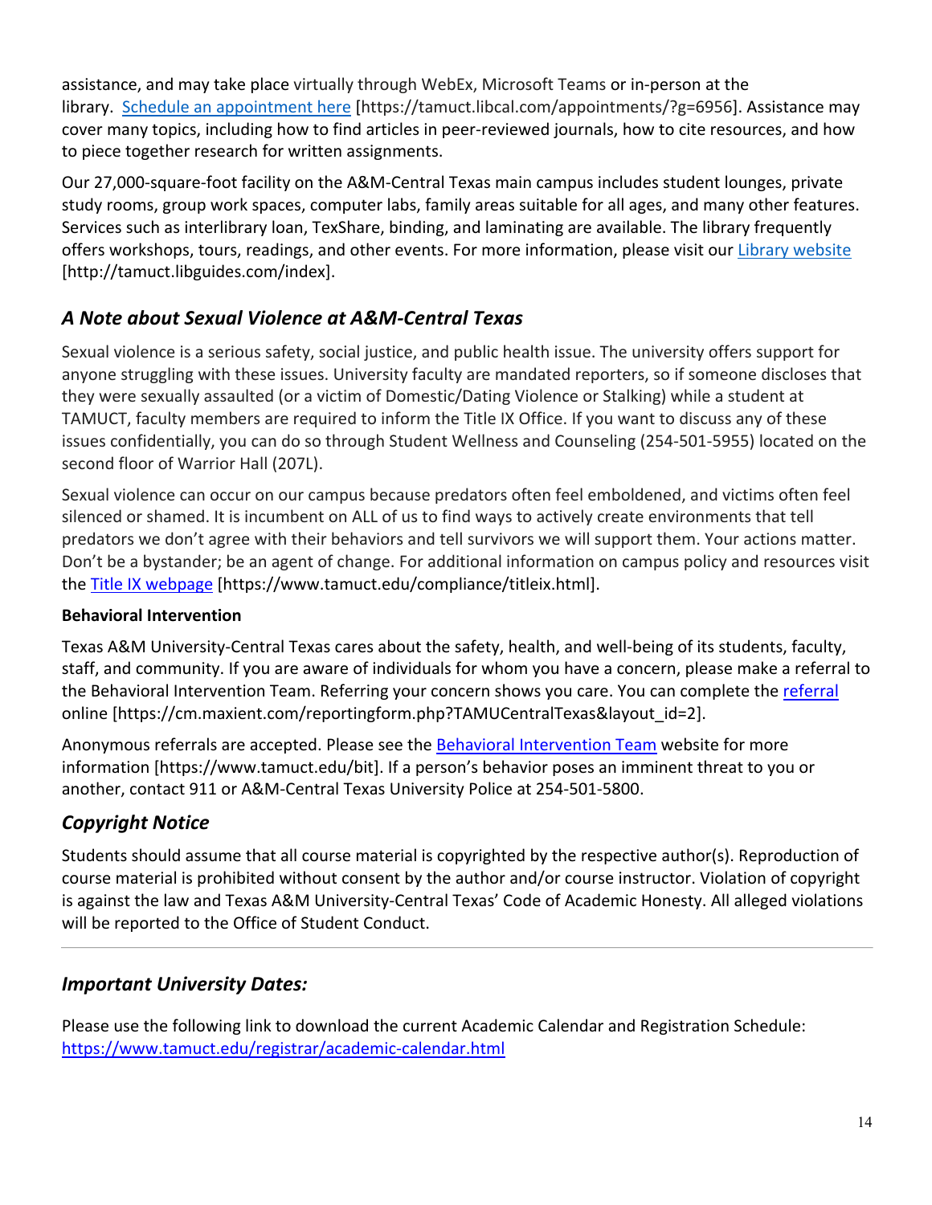assistance, and may take place virtually through WebEx, Microsoft Teams or in-person at the library. [Schedule an appointment here](https://tamuct.libcal.com/appointments/?g=6956) [https://tamuct.libcal.com/appointments/?g=6956]. Assistance may cover many topics, including how to find articles in peer-reviewed journals, how to cite resources, and how to piece together research for written assignments.

Our 27,000-square-foot facility on the A&M-Central Texas main campus includes student lounges, private study rooms, group work spaces, computer labs, family areas suitable for all ages, and many other features. Services such as interlibrary loan, TexShare, binding, and laminating are available. The library frequently offers workshops, tours, readings, and other events. For more information, please visit our [Library website](http://tamuct.libguides.com/index) [http://tamuct.libguides.com/index].

## *A Note about Sexual Violence at A&M-Central Texas*

Sexual violence is a serious safety, social justice, and public health issue. The university offers support for anyone struggling with these issues. University faculty are mandated reporters, so if someone discloses that they were sexually assaulted (or a victim of Domestic/Dating Violence or Stalking) while a student at TAMUCT, faculty members are required to inform the Title IX Office. If you want to discuss any of these issues confidentially, you can do so through Student Wellness and Counseling (254-501-5955) located on the second floor of Warrior Hall (207L).

Sexual violence can occur on our campus because predators often feel emboldened, and victims often feel silenced or shamed. It is incumbent on ALL of us to find ways to actively create environments that tell predators we don't agree with their behaviors and tell survivors we will support them. Your actions matter. Don't be a bystander; be an agent of change. For additional information on campus policy and resources visit the [Title IX webpage](https://www.tamuct.edu/compliance/titleix.html) [https://www.tamuct.edu/compliance/titleix.html].

**Behavioral Intervention**

Texas A&M University-Central Texas cares about the safety, health, and well-being of its students, faculty, staff, and community. If you are aware of individuals for whom you have a concern, please make a referral to the Behavioral Intervention Team. Referring your concern shows you care. You can complete the [referral](https://cm.maxient.com/reportingform.php?TAMUCentralTexas&layout_id=2) online [https://cm.maxient.com/reportingform.php?TAMUCentralTexas&layout_id=2].

Anonymous referrals are accepted. Please see the [Behavioral Intervention Team](https://www.tamuct.edu/bit) website for more information [https://www.tamuct.edu/bit]. If a person's behavior poses an imminent threat to you or another, contact 911 or A&M-Central Texas University Police at 254-501-5800.

## *Copyright Notice*

Students should assume that all course material is copyrighted by the respective author(s). Reproduction of course material is prohibited without consent by the author and/or course instructor. Violation of copyright is against the law and Texas A&M University-Central Texas' Code of Academic Honesty. All alleged violations will be reported to the Office of Student Conduct.

---

## *Important University Dates:*

Please use the following link to download the current Academic Calendar and Registration Schedule: [https://www.tamuct.edu/registrar/academic-calendar.html](https://www.tamuct.edu/registrar/academic-calendar.html)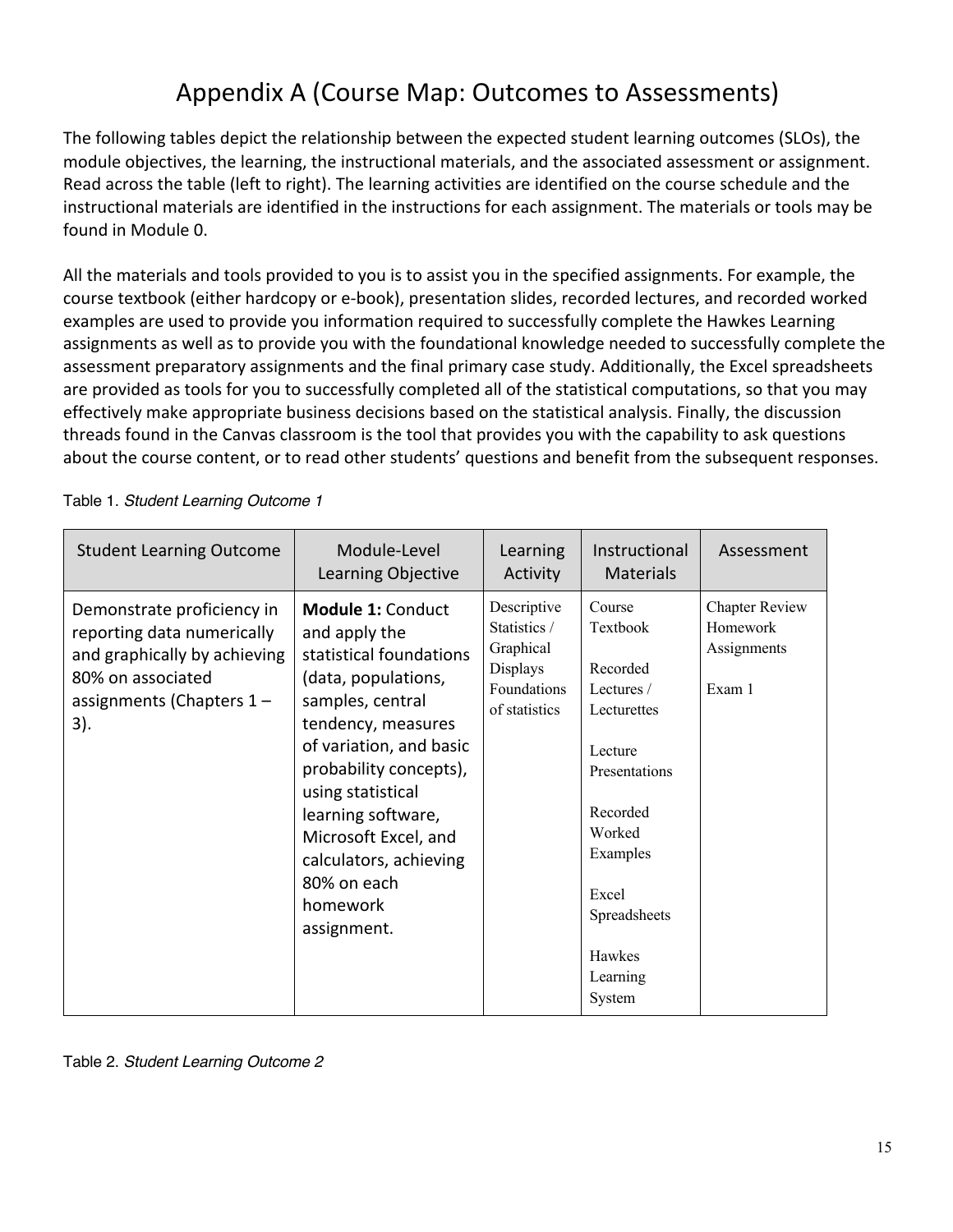# Appendix A (Course Map: Outcomes to Assessments)

The following tables depict the relationship between the expected student learning outcomes (SLOs), the module objectives, the learning, the instructional materials, and the associated assessment or assignment. Read across the table (left to right). The learning activities are identified on the course schedule and the instructional materials are identified in the instructions for each assignment. The materials or tools may be found in Module 0.

All the materials and tools provided to you is to assist you in the specified assignments. For example, the course textbook (either hardcopy or e-book), presentation slides, recorded lectures, and recorded worked examples are used to provide you information required to successfully complete the Hawkes Learning assignments as well as to provide you with the foundational knowledge needed to successfully complete the assessment preparatory assignments and the final primary case study. Additionally, the Excel spreadsheets are provided as tools for you to successfully completed all of the statistical computations, so that you may effectively make appropriate business decisions based on the statistical analysis. Finally, the discussion threads found in the Canvas classroom is the tool that provides you with the capability to ask questions about the course content, or to read other students' questions and benefit from the subsequent responses.

Table 1. *Student Learning Outcome 1*

| Student Learning Outcome | Module-Level Learning Objective | Learning Activity | Instructional Materials | Assessment |
|---|---|---|---|---|
| Demonstrate proficiency in reporting data numerically and graphically by achieving 80% on associated assignments (Chapters 1 – 3). | **Module 1:** Conduct and apply the statistical foundations (data, populations, samples, central tendency, measures of variation, and basic probability concepts), using statistical learning software, Microsoft Excel, and calculators, achieving 80% on each homework assignment. | Descriptive Statistics / Graphical Displays Foundations of statistics | Course Textbook<br><br>Recorded Lectures / Lecturettes<br><br>Lecture Presentations<br><br>Recorded Worked Examples<br><br>Excel Spreadsheets<br><br>Hawkes Learning System | Chapter Review Homework Assignments<br><br>Exam 1 |

Table 2. *Student Learning Outcome 2*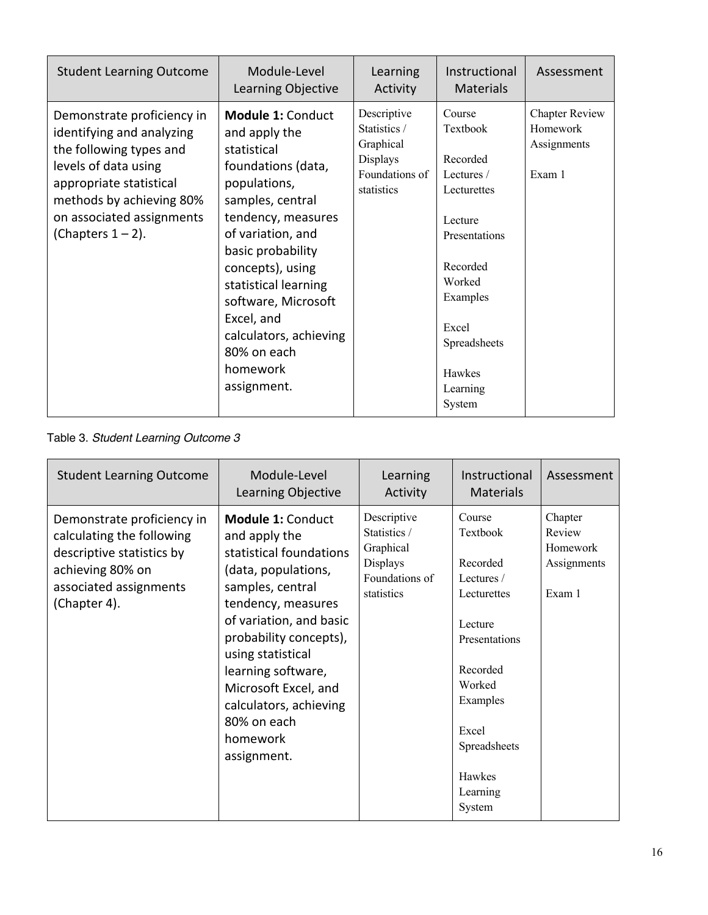| Student Learning Outcome | Module-Level Learning Objective | Learning Activity | Instructional Materials | Assessment |
|---|---|---|---|---|
| Demonstrate proficiency in identifying and analyzing the following types and levels of data using appropriate statistical methods by achieving 80% on associated assignments (Chapters 1 – 2). | **Module 1:** Conduct and apply the statistical foundations (data, populations, samples, central tendency, measures of variation, and basic probability concepts), using statistical learning software, Microsoft Excel, and calculators, achieving 80% on each homework assignment. | Descriptive Statistics / Graphical Displays Foundations of statistics | Course Textbook<br><br>Recorded Lectures / Lecturettes<br><br>Lecture Presentations<br><br>Recorded Worked Examples<br><br>Excel Spreadsheets<br><br>Hawkes Learning System | Chapter Review Homework Assignments<br><br>Exam 1 |

Table 3. *Student Learning Outcome 3*

| Student Learning Outcome | Module-Level Learning Objective | Learning Activity | Instructional Materials | Assessment |
|---|---|---|---|---|
| Demonstrate proficiency in calculating the following descriptive statistics by achieving 80% on associated assignments (Chapter 4). | **Module 1:** Conduct and apply the statistical foundations (data, populations, samples, central tendency, measures of variation, and basic probability concepts), using statistical learning software, Microsoft Excel, and calculators, achieving 80% on each homework assignment. | Descriptive Statistics / Graphical Displays Foundations of statistics | Course Textbook<br><br>Recorded Lectures / Lecturettes<br><br>Lecture Presentations<br><br>Recorded Worked Examples<br><br>Excel Spreadsheets<br><br>Hawkes Learning System | Chapter Review Homework Assignments<br><br>Exam 1 |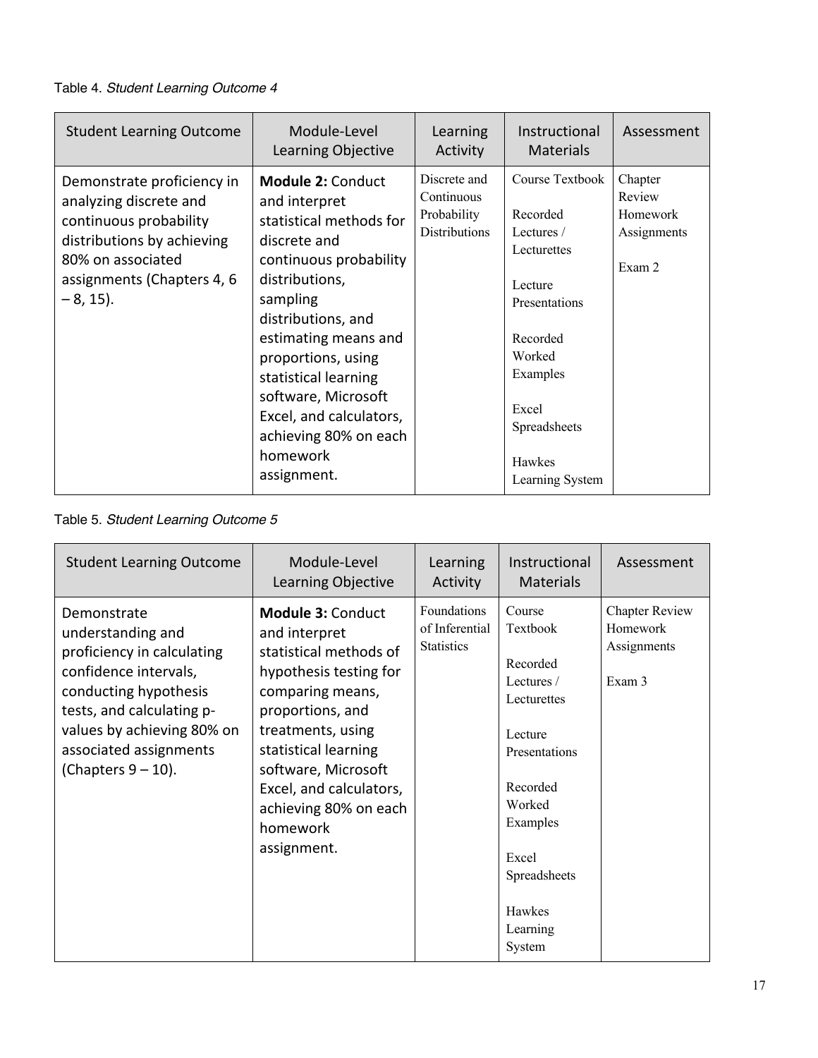Table 4. *Student Learning Outcome 4*

| Student Learning Outcome | Module-Level Learning Objective | Learning Activity | Instructional Materials | Assessment |
|---|---|---|---|---|
| Demonstrate proficiency in analyzing discrete and continuous probability distributions by achieving 80% on associated assignments (Chapters 4, 6 – 8, 15). | **Module 2:** Conduct and interpret statistical methods for discrete and continuous probability distributions, sampling distributions, and estimating means and proportions, using statistical learning software, Microsoft Excel, and calculators, achieving 80% on each homework assignment. | Discrete and Continuous Probability Distributions | Course Textbook<br><br>Recorded Lectures / Lecturettes<br><br>Lecture Presentations<br><br>Recorded Worked Examples<br><br>Excel Spreadsheets<br><br>Hawkes Learning System | Chapter Review Homework Assignments<br><br>Exam 2 |

Table 5. *Student Learning Outcome 5*

| Student Learning Outcome | Module-Level Learning Objective | Learning Activity | Instructional Materials | Assessment |
|---|---|---|---|---|
| Demonstrate understanding and proficiency in calculating confidence intervals, conducting hypothesis tests, and calculating p-values by achieving 80% on associated assignments (Chapters 9 – 10). | **Module 3:** Conduct and interpret statistical methods of hypothesis testing for comparing means, proportions, and treatments, using statistical learning software, Microsoft Excel, and calculators, achieving 80% on each homework assignment. | Foundations of Inferential Statistics | Course Textbook<br><br>Recorded Lectures / Lecturettes<br><br>Lecture Presentations<br><br>Recorded Worked Examples<br><br>Excel Spreadsheets<br><br>Hawkes Learning System | Chapter Review Homework Assignments<br><br>Exam 3 |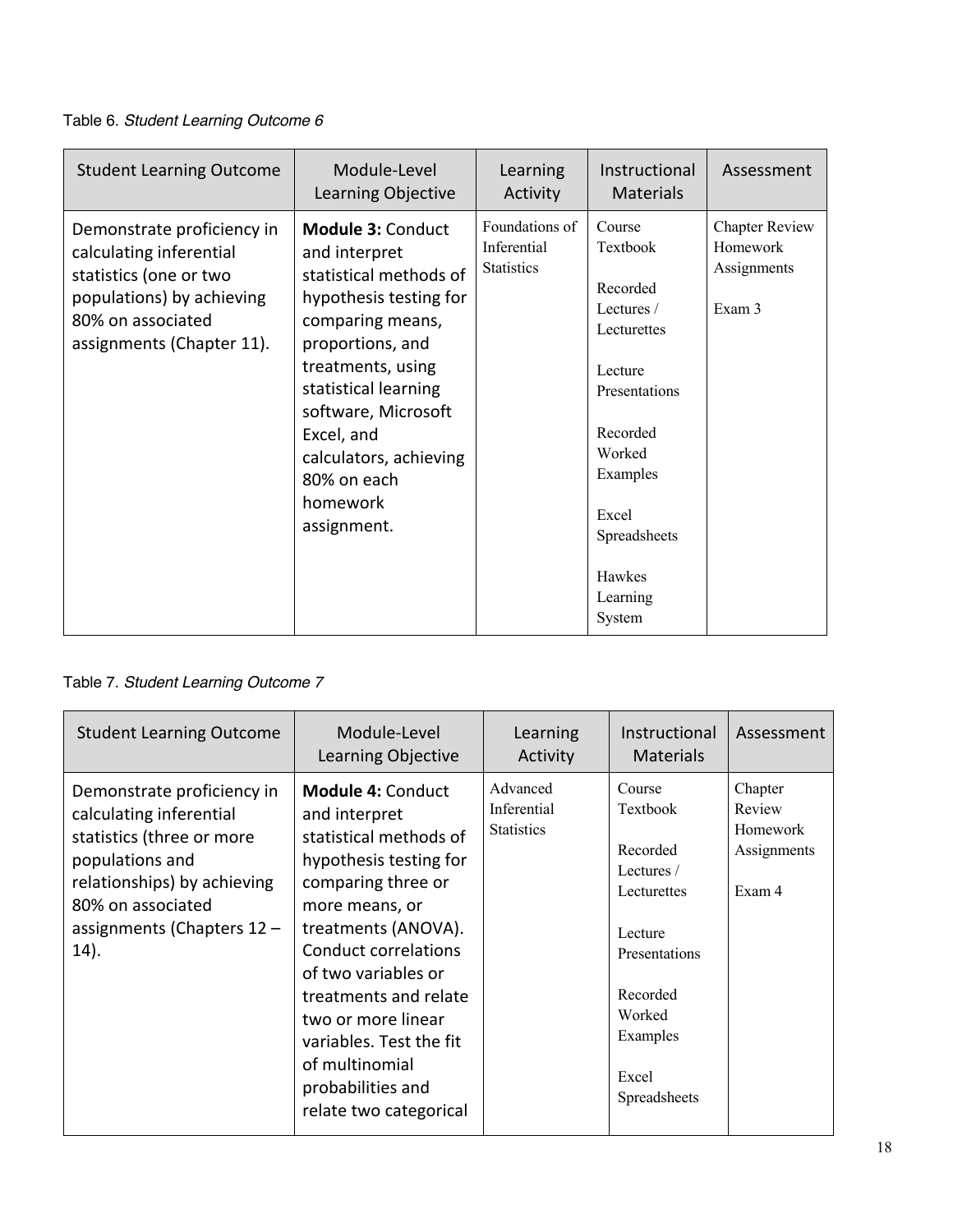Table 6. *Student Learning Outcome 6*

| Student Learning Outcome | Module-Level Learning Objective | Learning Activity | Instructional Materials | Assessment |
|---|---|---|---|---|
| Demonstrate proficiency in calculating inferential statistics (one or two populations) by achieving 80% on associated assignments (Chapter 11). | **Module 3:** Conduct and interpret statistical methods of hypothesis testing for comparing means, proportions, and treatments, using statistical learning software, Microsoft Excel, and calculators, achieving 80% on each homework assignment. | Foundations of Inferential Statistics | Course Textbook<br><br>Recorded Lectures / Lecturettes<br><br>Lecture Presentations<br><br>Recorded Worked Examples<br><br>Excel Spreadsheets<br><br>Hawkes Learning System | Chapter Review Homework Assignments<br><br>Exam 3 |

Table 7. *Student Learning Outcome 7*

| Student Learning Outcome | Module-Level Learning Objective | Learning Activity | Instructional Materials | Assessment |
|---|---|---|---|---|
| Demonstrate proficiency in calculating inferential statistics (three or more populations and relationships) by achieving 80% on associated assignments (Chapters 12 – 14). | **Module 4:** Conduct and interpret statistical methods of hypothesis testing for comparing three or more means, or treatments (ANOVA). Conduct correlations of two variables or treatments and relate two or more linear variables. Test the fit of multinomial probabilities and relate two categorical | Advanced Inferential Statistics | Course Textbook<br><br>Recorded Lectures / Lecturettes<br><br>Lecture Presentations<br><br>Recorded Worked Examples<br><br>Excel Spreadsheets | Chapter Review Homework Assignments<br><br>Exam 4 |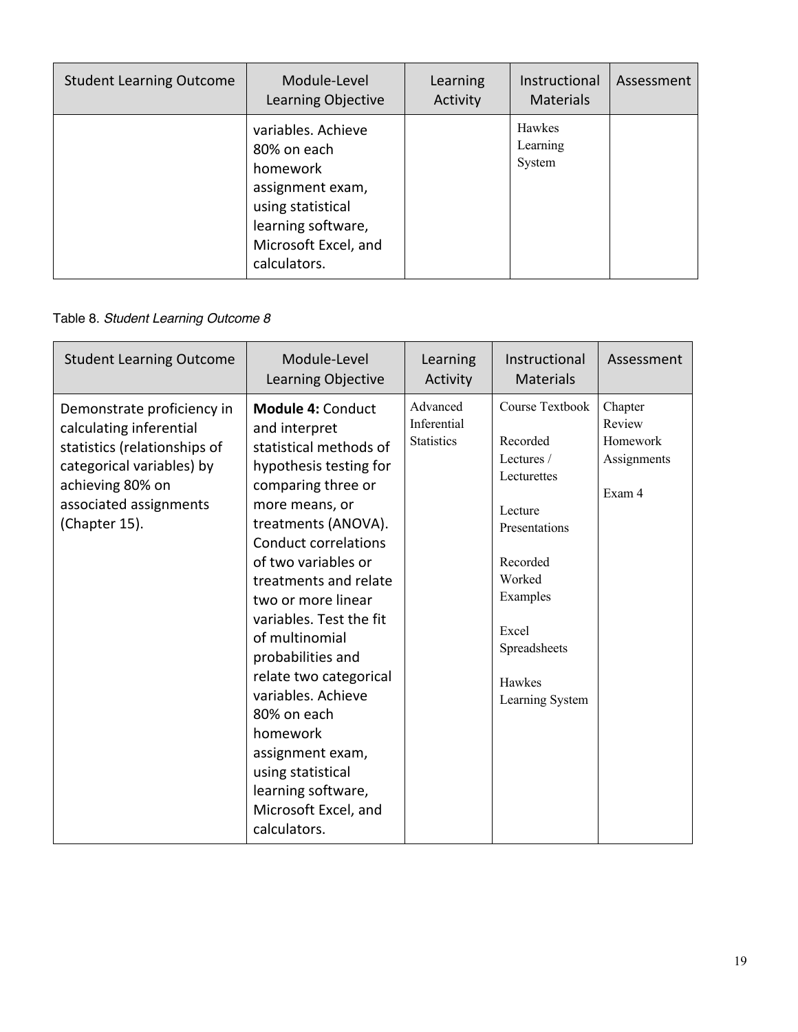| Student Learning Outcome | Module-Level Learning Objective | Learning Activity | Instructional Materials | Assessment |
|---|---|---|---|---|
| | variables. Achieve 80% on each homework assignment exam, using statistical learning software, Microsoft Excel, and calculators. | | Hawkes Learning System | |

Table 8. *Student Learning Outcome 8*

| Student Learning Outcome | Module-Level Learning Objective | Learning Activity | Instructional Materials | Assessment |
|---|---|---|---|---|
| Demonstrate proficiency in calculating inferential statistics (relationships of categorical variables) by achieving 80% on associated assignments (Chapter 15). | **Module 4:** Conduct and interpret statistical methods of hypothesis testing for comparing three or more means, or treatments (ANOVA). Conduct correlations of two variables or treatments and relate two or more linear variables. Test the fit of multinomial probabilities and relate two categorical variables. Achieve 80% on each homework assignment exam, using statistical learning software, Microsoft Excel, and calculators. | Advanced Inferential Statistics | Course Textbook<br><br>Recorded Lectures / Lecturettes<br><br>Lecture Presentations<br><br>Recorded Worked Examples<br><br>Excel Spreadsheets<br><br>Hawkes Learning System | Chapter Review Homework Assignments<br><br>Exam 4 |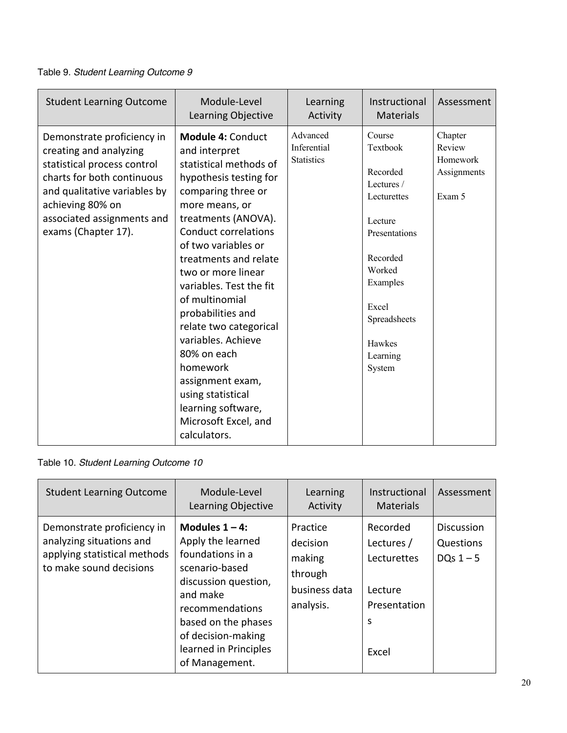Table 9. *Student Learning Outcome 9*

| Student Learning Outcome | Module-Level Learning Objective | Learning Activity | Instructional Materials | Assessment |
|---|---|---|---|---|
| Demonstrate proficiency in creating and analyzing statistical process control charts for both continuous and qualitative variables by achieving 80% on associated assignments and exams (Chapter 17). | **Module 4:** Conduct and interpret statistical methods of hypothesis testing for comparing three or more means, or treatments (ANOVA). Conduct correlations of two variables or treatments and relate two or more linear variables. Test the fit of multinomial probabilities and relate two categorical variables. Achieve 80% on each homework assignment exam, using statistical learning software, Microsoft Excel, and calculators. | Advanced Inferential Statistics | Course Textbook<br><br>Recorded Lectures / Lecturettes<br><br>Lecture Presentations<br><br>Recorded Worked Examples<br><br>Excel Spreadsheets<br><br>Hawkes Learning System | Chapter Review Homework Assignments<br><br>Exam 5 |

Table 10. *Student Learning Outcome 10*

| Student Learning Outcome | Module-Level Learning Objective | Learning Activity | Instructional Materials | Assessment |
|---|---|---|---|---|
| Demonstrate proficiency in analyzing situations and applying statistical methods to make sound decisions | **Modules 1 – 4:** Apply the learned foundations in a scenario-based discussion question, and make recommendations based on the phases of decision-making learned in Principles of Management. | Practice decision making through business data analysis. | Recorded Lectures / Lecturettes<br><br>Lecture Presentations<br><br>Excel | Discussion Questions DQs 1 – 5 |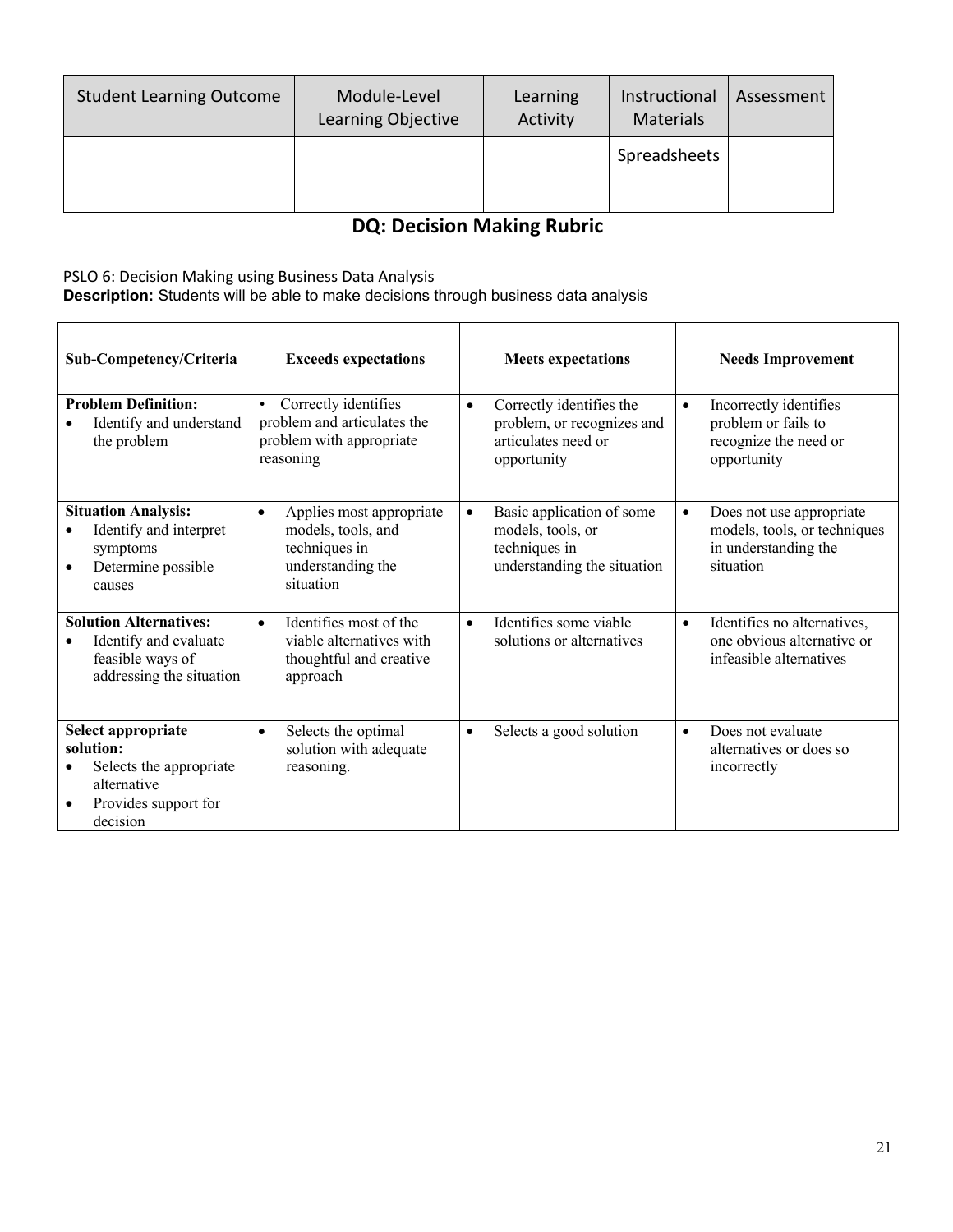| Student Learning Outcome | Module-Level Learning Objective | Learning Activity | Instructional Materials | Assessment |
|---|---|---|---|---|
| | | | Spreadsheets | |

## DQ: Decision Making Rubric

PSLO 6: Decision Making using Business Data Analysis
**Description:** Students will be able to make decisions through business data analysis

| Sub-Competency/Criteria | Exceeds expectations | Meets expectations | Needs Improvement |
|---|---|---|---|
| **Problem Definition:**<br>• Identify and understand the problem | • Correctly identifies problem and articulates the problem with appropriate reasoning | • Correctly identifies the problem, or recognizes and articulates need or opportunity | • Incorrectly identifies problem or fails to recognize the need or opportunity |
| **Situation Analysis:**<br>• Identify and interpret symptoms<br>• Determine possible causes | • Applies most appropriate models, tools, and techniques in understanding the situation | • Basic application of some models, tools, or techniques in understanding the situation | • Does not use appropriate models, tools, or techniques in understanding the situation |
| **Solution Alternatives:**<br>• Identify and evaluate feasible ways of addressing the situation | • Identifies most of the viable alternatives with thoughtful and creative approach | • Identifies some viable solutions or alternatives | • Identifies no alternatives, one obvious alternative or infeasible alternatives |
| **Select appropriate solution:**<br>• Selects the appropriate alternative<br>• Provides support for decision | • Selects the optimal solution with adequate reasoning. | • Selects a good solution | • Does not evaluate alternatives or does so incorrectly |